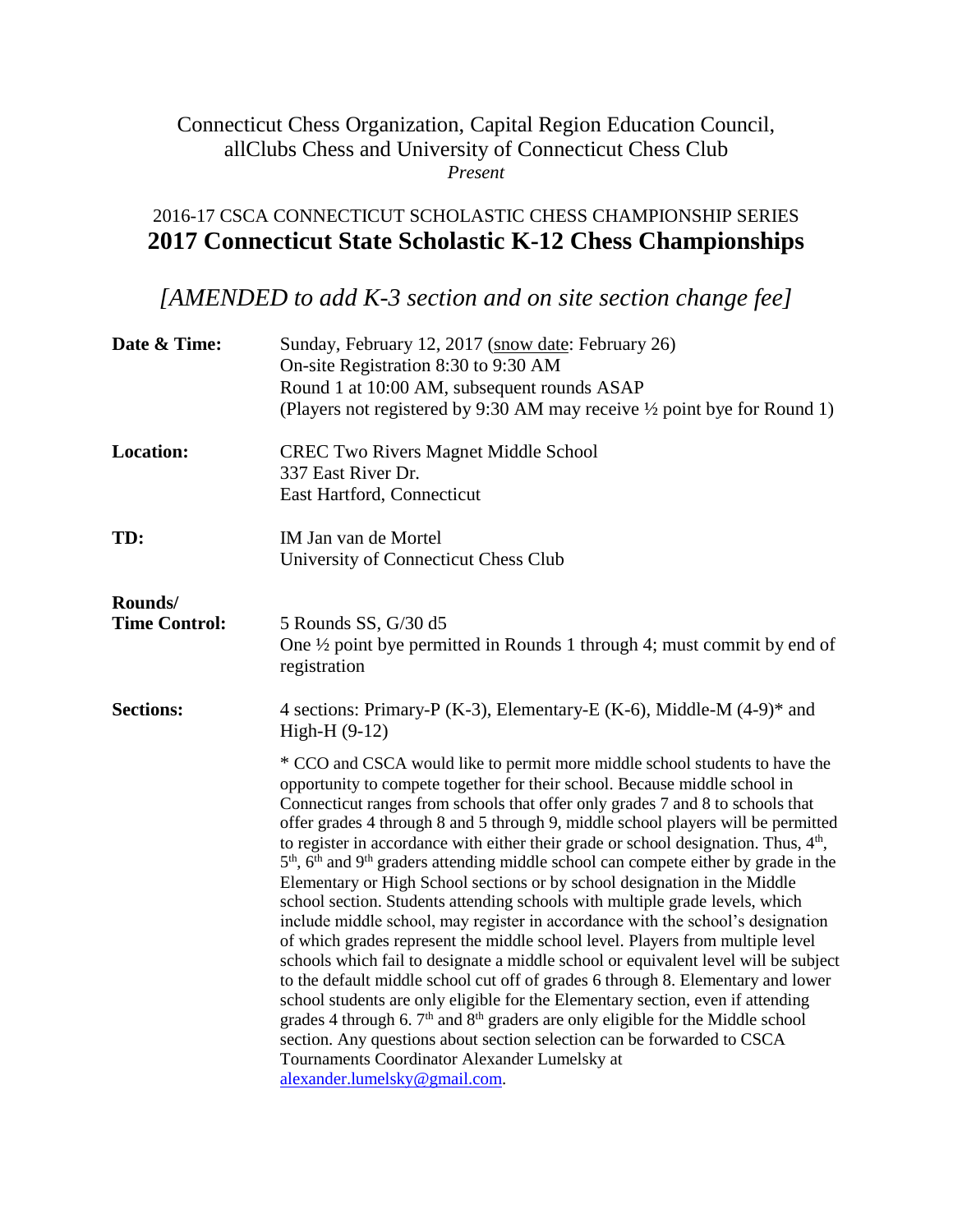Connecticut Chess Organization, Capital Region Education Council, allClubs Chess and University of Connecticut Chess Club

*Present*

## 2016-17 CSCA CONNECTICUT SCHOLASTIC CHESS CHAMPIONSHIP SERIES

# 2017 Connecticut State Scholastic K-12 Chess Championships

*[AMENDED to add K-3 section and on site section change fee]*

**Date & Time:** Sunday, February 12, 2017 (snow date: February 26)
On-site Registration 8:30 to 9:30 AM
Round 1 at 10:00 AM, subsequent rounds ASAP
(Players not registered by 9:30 AM may receive ½ point bye for Round 1)

**Location:** CREC Two Rivers Magnet Middle School
337 East River Dr.
East Hartford, Connecticut

**TD:** IM Jan van de Mortel
University of Connecticut Chess Club

**Rounds/ Time Control:** 5 Rounds SS, G/30 d5
One ½ point bye permitted in Rounds 1 through 4; must commit by end of registration

**Sections:** 4 sections: Primary-P (K-3), Elementary-E (K-6), Middle-M (4-9)* and High-H (9-12)

* CCO and CSCA would like to permit more middle school students to have the opportunity to compete together for their school. Because middle school in Connecticut ranges from schools that offer only grades 7 and 8 to schools that offer grades 4 through 8 and 5 through 9, middle school players will be permitted to register in accordance with either their grade or school designation. Thus, 4th, 5th, 6th and 9th graders attending middle school can compete either by grade in the Elementary or High School sections or by school designation in the Middle school section. Students attending schools with multiple grade levels, which include middle school, may register in accordance with the school's designation of which grades represent the middle school level. Players from multiple level schools which fail to designate a middle school or equivalent level will be subject to the default middle school cut off of grades 6 through 8. Elementary and lower school students are only eligible for the Elementary section, even if attending grades 4 through 6. 7th and 8th graders are only eligible for the Middle school section. Any questions about section selection can be forwarded to CSCA Tournaments Coordinator Alexander Lumelsky at alexander.lumelsky@gmail.com.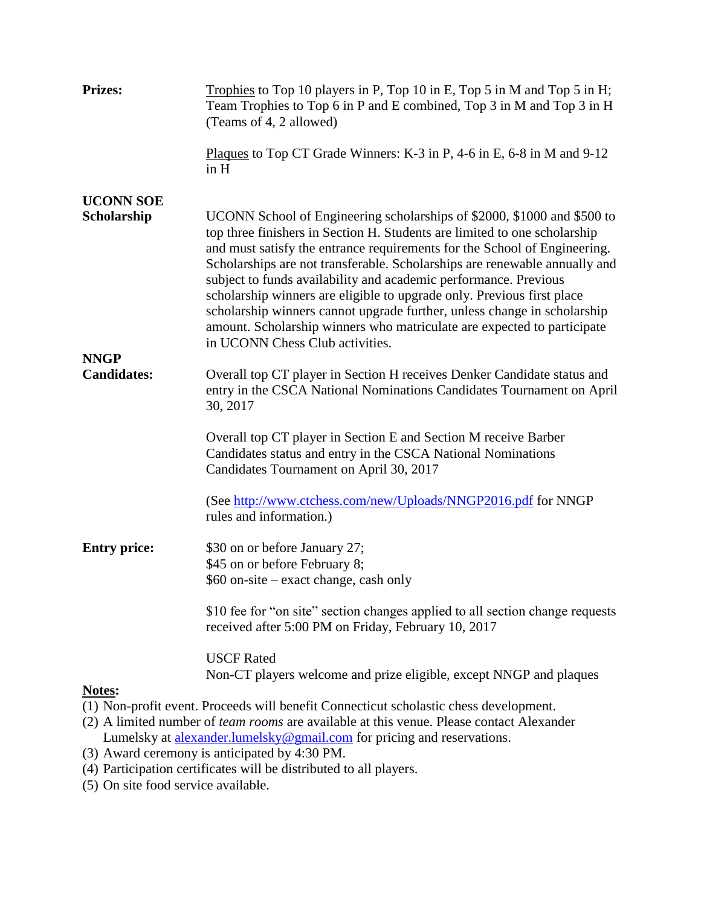**Prizes:**

<u>Trophies</u> to Top 10 players in P, Top 10 in E, Top 5 in M and Top 5 in H; Team Trophies to Top 6 in P and E combined, Top 3 in M and Top 3 in H (Teams of 4, 2 allowed)

<u>Plaques</u> to Top CT Grade Winners: K-3 in P, 4-6 in E, 6-8 in M and 9-12 in H

**UCONN SOE Scholarship**

UCONN School of Engineering scholarships of $2000, $1000 and $500 to top three finishers in Section H. Students are limited to one scholarship and must satisfy the entrance requirements for the School of Engineering. Scholarships are not transferable. Scholarships are renewable annually and subject to funds availability and academic performance. Previous scholarship winners are eligible to upgrade only. Previous first place scholarship winners cannot upgrade further, unless change in scholarship amount. Scholarship winners who matriculate are expected to participate in UCONN Chess Club activities.

**NNGP Candidates:**

Overall top CT player in Section H receives Denker Candidate status and entry in the CSCA National Nominations Candidates Tournament on April 30, 2017

Overall top CT player in Section E and Section M receive Barber Candidates status and entry in the CSCA National Nominations Candidates Tournament on April 30, 2017

(See [http://www.ctchess.com/new/Uploads/NNGP2016.pdf](http://www.ctchess.com/new/Uploads/NNGP2016.pdf) for NNGP rules and information.)

**Entry price:**

$30 on or before January 27;
$45 on or before February 8;
$60 on-site – exact change, cash only

$10 fee for "on site" section changes applied to all section change requests received after 5:00 PM on Friday, February 10, 2017

USCF Rated
Non-CT players welcome and prize eligible, except NNGP and plaques

**<u>Notes:</u>**

(1) Non-profit event. Proceeds will benefit Connecticut scholastic chess development.
(2) A limited number of *team rooms* are available at this venue. Please contact Alexander Lumelsky at [alexander.lumelsky@gmail.com](mailto:alexander.lumelsky@gmail.com) for pricing and reservations.
(3) Award ceremony is anticipated by 4:30 PM.
(4) Participation certificates will be distributed to all players.
(5) On site food service available.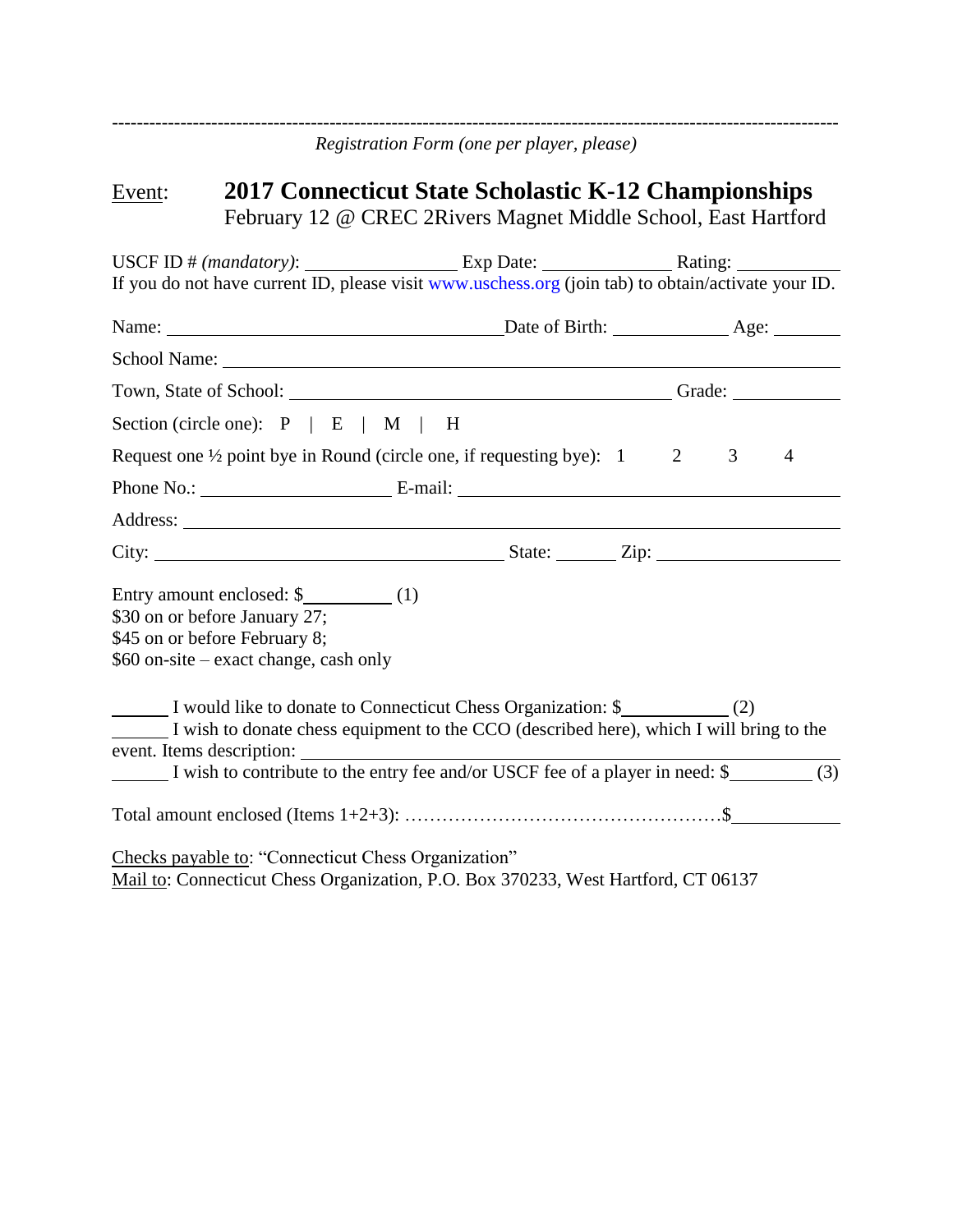-----------------------------------------------------------------------------------------------------------------

*Registration Form (one per player, please)*

Event: **2017 Connecticut State Scholastic K-12 Championships**
February 12 @ CREC 2Rivers Magnet Middle School, East Hartford

USCF ID # *(mandatory)*: ________________ Exp Date: ______________ Rating: ___________
If you do not have current ID, please visit www.uschess.org (join tab) to obtain/activate your ID.

Name: ____________________________________ Date of Birth: ____________ Age: _______

School Name: ______________________________________________________________________

Town, State of School: ___________________________________________ Grade: ___________

Section (circle one): P | E | M | H

Request one ½ point bye in Round (circle one, if requesting bye): 1 2 3 4

Phone No.: ____________________ E-mail: __________________________________________

Address: ___________________________________________________________________________

City: _____________________________________ State: ______ Zip: ___________________

Entry amount enclosed: $_________ (1)
$30 on or before January 27;
$45 on or before February 8;
$60 on-site – exact change, cash only

______ I would like to donate to Connecticut Chess Organization: $___________ (2)
______ I wish to donate chess equipment to the CCO (described here), which I will bring to the event. Items description: ________________________________________________________
______ I wish to contribute to the entry fee and/or USCF fee of a player in need: $_________ (3)

Total amount enclosed (Items 1+2+3): ……………………………………………$___________

Checks payable to: "Connecticut Chess Organization"
Mail to: Connecticut Chess Organization, P.O. Box 370233, West Hartford, CT 06137